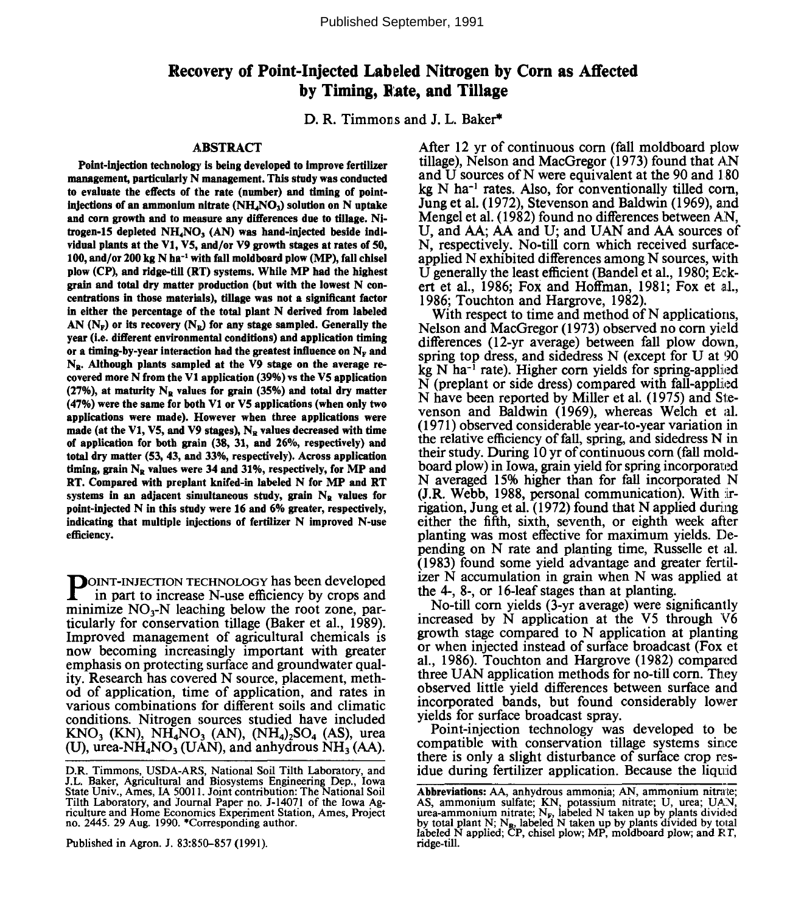Published September, 1991

# Recovery of Point-Injected Labeled Nitrogen by Corn as Affected by Timing, Rate, and Tillage

D. R. Timmons and J. L. Baker*

## ABSTRACT

**Point-injection technology is being developed to improve fertilizer management, particularly N management. This study was conducted to evaluate the effects of the rate (number) and timing of point-injections of an ammonium nitrate ($NH_4NO_3$) solution on N uptake and corn growth and to measure any differences due to tillage. Nitrogen-15 depleted $NH_4NO_3$ (AN) was hand-injected beside individual plants at the V1, V5, and/or V9 growth stages at rates of 50, 100, and/or 200 kg N $ha^{-1}$ with fall moldboard plow (MP), fall chisel plow (CP), and ridge-till (RT) systems. While MP had the highest grain and total dry matter production (but with the lowest N concentrations in those materials), tillage was not a significant factor in either the percentage of the total plant N derived from labeled AN ($N_F$) or its recovery ($N_R$) for any stage sampled. Generally the year (i.e. different environmental conditions) and application timing or a timing-by-year interaction had the greatest influence on $N_F$ and $N_R$. Although plants sampled at the V9 stage on the average recovered more N from the V1 application (39%) vs the V5 application (27%), at maturity $N_R$ values for grain (35%) and total dry matter (47%) were the same for both V1 or V5 applications (when only two applications were made). However when three applications were made (at the V1, V5, and V9 stages), $N_R$ values decreased with time of application for both grain (38, 31, and 26%, respectively) and total dry matter (53, 43, and 33%, respectively). Across application timing, grain $N_R$ values were 34 and 31%, respectively, for MP and RT. Compared with preplant knifed-in labeled N for MP and RT systems in an adjacent simultaneous study, grain $N_R$ values for point-injected N in this study were 16 and 6% greater, respectively, indicating that multiple injections of fertilizer N improved N-use efficiency.**

POINT-INJECTION TECHNOLOGY has been developed in part to increase N-use efficiency by crops and minimize $NO_3$-N leaching below the root zone, particularly for conservation tillage (Baker et al., 1989). Improved management of agricultural chemicals is now becoming increasingly important with greater emphasis on protecting surface and groundwater quality. Research has covered N source, placement, method of application, time of application, and rates in various combinations for different soils and climatic conditions. Nitrogen sources studied have included $KNO_3$ (KN), $NH_4NO_3$ (AN), $(NH_4)_2SO_4$ (AS), urea (U), urea-$NH_4NO_3$ (UAN), and anhydrous $NH_3$ (AA). After 12 yr of continuous corn (fall moldboard plow tillage), Nelson and MacGregor (1973) found that AN and U sources of N were equivalent at the 90 and 180 kg N $ha^{-1}$ rates. Also, for conventionally tilled corn, Jung et al. (1972), Stevenson and Baldwin (1969), and Mengel et al. (1982) found no differences between AN, U, and AA; AA and U; and UAN and AA sources of N, respectively. No-till corn which received surface-applied N exhibited differences among N sources, with U generally the least efficient (Bandel et al., 1980; Eckert et al., 1986; Fox and Hoffman, 1981; Fox et al., 1986; Touchton and Hargrove, 1982).

With respect to time and method of N applications, Nelson and MacGregor (1973) observed no corn yield differences (12-yr average) between fall plow down, spring top dress, and sidedress N (except for U at 90 kg N $ha^{-1}$ rate). Higher corn yields for spring-applied N (preplant or side dress) compared with fall-applied N have been reported by Miller et al. (1975) and Stevenson and Baldwin (1969), whereas Welch et al. (1971) observed considerable year-to-year variation in the relative efficiency of fall, spring, and sidedress N in their study. During 10 yr of continuous corn (fall moldboard plow) in Iowa, grain yield for spring incorporated N averaged 15% higher than for fall incorporated N (J.R. Webb, 1988, personal communication). With irrigation, Jung et al. (1972) found that N applied during either the fifth, sixth, seventh, or eighth week after planting was most effective for maximum yields. Depending on N rate and planting time, Russelle et al. (1983) found some yield advantage and greater fertilizer N accumulation in grain when N was applied at the 4-, 8-, or 16-leaf stages than at planting.

No-till corn yields (3-yr average) were significantly increased by N application at the V5 through V6 growth stage compared to N application at planting or when injected instead of surface broadcast (Fox et al., 1986). Touchton and Hargrove (1982) compared three UAN application methods for no-till corn. They observed little yield differences between surface and incorporated bands, but found considerably lower yields for surface broadcast spray.

Point-injection technology was developed to be compatible with conservation tillage systems since there is only a slight disturbance of surface crop residue during fertilizer application. Because the liquid

D.R. Timmons, USDA-ARS, National Soil Tilth Laboratory, and J.L. Baker, Agricultural and Biosystems Engineering Dep., Iowa State Univ., Ames, IA 50011. Joint contribution: The National Soil Tilth Laboratory, and Journal Paper no. J-14071 of the Iowa Agriculture and Home Economics Experiment Station, Ames, Project no. 2445. 29 Aug. 1990. *Corresponding author.

Published in Agron. J. 83:850–857 (1991).

**Abbreviations:** AA, anhydrous ammonia; AN, ammonium nitrate; AS, ammonium sulfate; KN, potassium nitrate; U, urea; UAN, urea-ammonium nitrate; $N_F$, labeled N taken up by plants divided by total plant N; $N_R$, labeled N taken up by plants divided by total labeled N applied; CP, chisel plow; MP, moldboard plow; and RT, ridge-till.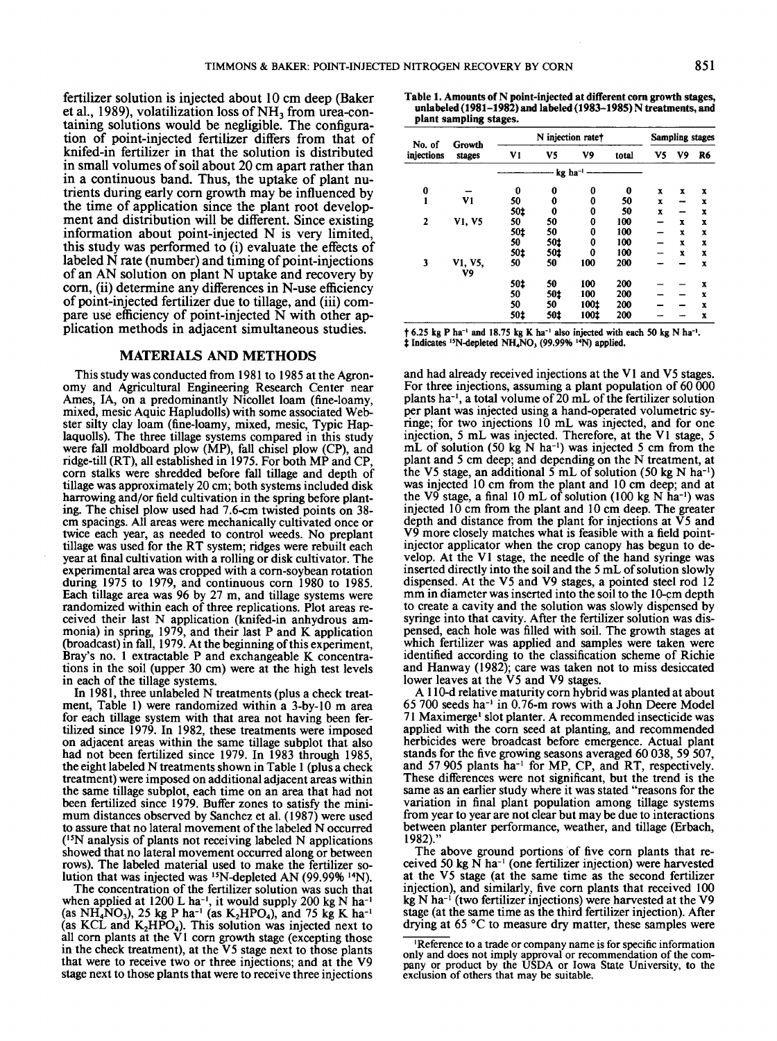fertilizer solution is injected about 10 cm deep (Baker et al., 1989), volatilization loss of $NH_3$ from urea-containing solutions would be negligible. The configuration of point-injected fertilizer differs from that of knifed-in fertilizer in that the solution is distributed in small volumes of soil about 20 cm apart rather than in a continuous band. Thus, the uptake of plant nutrients during early corn growth may be influenced by the time of application since the plant root development and distribution will be different. Since existing information about point-injected N is very limited, this study was performed to (i) evaluate the effects of labeled N rate (number) and timing of point-injections of an AN solution on plant N uptake and recovery by corn, (ii) determine any differences in N-use efficiency of point-injected fertilizer due to tillage, and (iii) compare use efficiency of point-injected N with other application methods in adjacent simultaneous studies.

## MATERIALS AND METHODS

This study was conducted from 1981 to 1985 at the Agronomy and Agricultural Engineering Research Center near Ames, IA, on a predominantly Nicollet loam (fine-loamy, mixed, mesic Aquic Hapludolls) with some associated Webster silty clay loam (fine-loamy, mixed, mesic, Typic Haplaquolls). The three tillage systems compared in this study were fall moldboard plow (MP), fall chisel plow (CP), and ridge-till (RT), all established in 1975. For both MP and CP, corn stalks were shredded before fall tillage and depth of tillage was approximately 20 cm; both systems included disk harrowing and/or field cultivation in the spring before planting. The chisel plow used had 7.6-cm twisted points on 38-cm spacings. All areas were mechanically cultivated once or twice each year, as needed to control weeds. No preplant tillage was used for the RT system; ridges were rebuilt each year at final cultivation with a rolling or disk cultivator. The experimental area was cropped with a corn-soybean rotation during 1975 to 1979, and continuous corn 1980 to 1985. Each tillage area was 96 by 27 m, and tillage systems were randomized within each of three replications. Plot areas received their last N application (knifed-in anhydrous ammonia) in spring, 1979, and their last P and K application (broadcast) in fall, 1979. At the beginning of this experiment, Bray's no. 1 extractable P and exchangeable K concentrations in the soil (upper 30 cm) were at the high test levels in each of the tillage systems.

In 1981, three unlabeled N treatments (plus a check treatment, Table 1) were randomized within a 3-by-10 m area for each tillage system with that area not having been fertilized since 1979. In 1982, these treatments were imposed on adjacent areas within the same tillage subplot that also had not been fertilized since 1979. In 1983 through 1985, the eight labeled N treatments shown in Table 1 (plus a check treatment) were imposed on additional adjacent areas within the same tillage subplot, each time on an area that had not been fertilized since 1979. Buffer zones to satisfy the minimum distances observed by Sanchez et al. (1987) were used to assure that no lateral movement of the labeled N occurred ($^{15}N$ analysis of plants not receiving labeled N applications showed that no lateral movement occurred along or between rows). The labeled material used to make the fertilizer solution that was injected was $^{15}N$-depleted AN (99.99% $^{14}N$).

The concentration of the fertilizer solution was such that when applied at 1200 L ha$^{-1}$, it would supply 200 kg N ha$^{-1}$ (as $NH_4NO_3$), 25 kg P ha$^{-1}$ (as $K_2HPO_4$), and 75 kg K ha$^{-1}$ (as KCL and $K_2HPO_4$). This solution was injected next to all corn plants at the V1 corn growth stage (excepting those in the check treatment), at the V5 stage next to those plants that were to receive two or three injections; and at the V9 stage next to those plants that were to receive three injections and had already received injections at the V1 and V5 stages. For three injections, assuming a plant population of 60 000 plants ha$^{-1}$, a total volume of 20 mL of the fertilizer solution per plant was injected using a hand-operated volumetric syringe; for two injections 10 mL was injected, and for one injection, 5 mL was injected. Therefore, at the V1 stage, 5 mL of solution (50 kg N ha$^{-1}$) was injected 5 cm from the plant and 5 cm deep; and depending on the N treatment, at the V5 stage, an additional 5 mL of solution (50 kg N ha$^{-1}$) was injected 10 cm from the plant and 10 cm deep; and at the V9 stage, a final 10 mL of solution (100 kg N ha$^{-1}$) was injected 10 cm from the plant and 10 cm deep. The greater depth and distance from the plant for injections at V5 and V9 more closely matches what is feasible with a field point-injector applicator when the crop canopy has begun to develop. At the V1 stage, the needle of the hand syringe was inserted directly into the soil and the 5 mL of solution slowly dispensed. At the V5 and V9 stages, a pointed steel rod 12 mm in diameter was inserted into the soil to the 10-cm depth to create a cavity and the solution was slowly dispensed by syringe into that cavity. After the fertilizer solution was dispensed, each hole was filled with soil. The growth stages at which fertilizer was applied and samples were taken were identified according to the classification scheme of Richie and Hanway (1982); care was taken not to miss desiccated lower leaves at the V5 and V9 stages.

A 110-d relative maturity corn hybrid was planted at about 65 700 seeds ha$^{-1}$ in 0.76-m rows with a John Deere Model 71 Maximerge[1] slot planter. A recommended insecticide was applied with the corn seed at planting, and recommended herbicides were broadcast before emergence. Actual plant stands for the five growing seasons averaged 60 038, 59 507, and 57 905 plants ha$^{-1}$ for MP, CP, and RT, respectively. These differences were not significant, but the trend is the same as an earlier study where it was stated "reasons for the variation in final plant population among tillage systems from year to year are not clear but may be due to interactions between planter performance, weather, and tillage (Erbach, 1982)."

The above ground portions of five corn plants that received 50 kg N ha$^{-1}$ (one fertilizer injection) were harvested at the V5 stage (at the same time as the second fertilizer injection), and similarly, five corn plants that received 100 kg N ha$^{-1}$ (two fertilizer injections) were harvested at the V9 stage (at the same time as the third fertilizer injection). After drying at 65 °C to measure dry matter, these samples were

[1] Reference to a trade or company name is for specific information only and does not imply approval or recommendation of the company or product by the USDA or Iowa State University, to the exclusion of others that may be suitable.

**Table 1. Amounts of N point-injected at different corn growth stages, unlabeled (1981–1982) and labeled (1983–1985) N treatments, and plant sampling stages.**

| No. of injections | Growth stages | N injection rate† | | | | Sampling stages | | |
|---|---|---|---|---|---|---|---|---|
| | | V1 | V5 | V9 | total | V5 | V9 | R6 |
| | | kg ha$^{-1}$ | | | | | | |
| 0 | — | 0 | 0 | 0 | 0 | x | x | x |
| 1 | V1 | 50 | 0 | 0 | 50 | x | — | x |
| | | 50‡ | 0 | 0 | 50 | x | — | x |
| 2 | V1, V5 | 50 | 50 | 0 | 100 | — | x | x |
| | | 50‡ | 50 | 0 | 100 | — | x | x |
| | | 50 | 50‡ | 0 | 100 | — | x | x |
| | | 50‡ | 50‡ | 0 | 100 | — | x | x |
| 3 | V1, V5, V9 | 50 | 50 | 100 | 200 | — | — | x |
| | | 50‡ | 50 | 100 | 200 | — | — | x |
| | | 50 | 50‡ | 100 | 200 | — | — | x |
| | | 50 | 50 | 100‡ | 200 | — | — | x |
| | | 50‡ | 50‡ | 100‡ | 200 | — | — | x |

† 6.25 kg P ha$^{-1}$ and 18.75 kg K ha$^{-1}$ also injected with each 50 kg N ha$^{-1}$.
‡ Indicates $^{15}N$-depleted $NH_4NO_3$ (99.99% $^{14}N$) applied.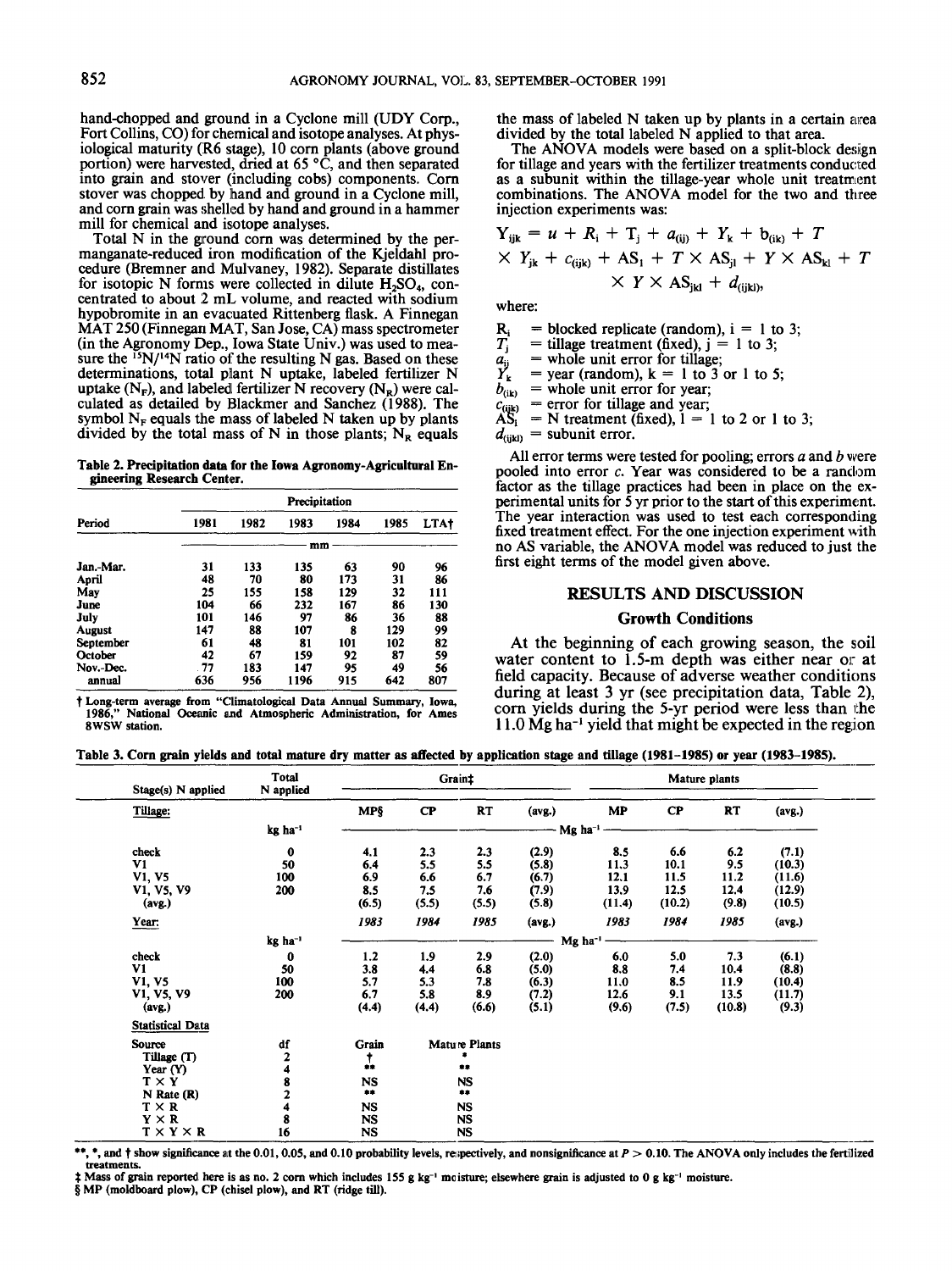hand-chopped and ground in a Cyclone mill (UDY Corp., Fort Collins, CO) for chemical and isotope analyses. At physiological maturity (R6 stage), 10 corn plants (above ground portion) were harvested, dried at 65 °C, and then separated into grain and stover (including cobs) components. Corn stover was chopped by hand and ground in a Cyclone mill, and corn grain was shelled by hand and ground in a hammer mill for chemical and isotope analyses.

Total N in the ground corn was determined by the permanganate-reduced iron modification of the Kjeldahl procedure (Bremner and Mulvaney, 1982). Separate distillates for isotopic N forms were collected in dilute $H_2SO_4$, concentrated to about 2 mL volume, and reacted with sodium hypobromite in an evacuated Rittenberg flask. A Finnegan MAT 250 (Finnegan MAT, San Jose, CA) mass spectrometer (in the Agronomy Dep., Iowa State Univ.) was used to measure the $^{15}N/^{14}N$ ratio of the resulting N gas. Based on these determinations, total plant N uptake, labeled fertilizer N uptake ($N_F$), and labeled fertilizer N recovery ($N_R$) were calculated as detailed by Blackmer and Sanchez (1988). The symbol $N_F$ equals the mass of labeled N taken up by plants divided by the total mass of N in those plants; $N_R$ equals the mass of labeled N taken up by plants in a certain area divided by the total labeled N applied to that area.

The ANOVA models were based on a split-block design for tillage and years with the fertilizer treatments conducted as a subunit within the tillage-year whole unit treatment combinations. The ANOVA model for the two and three injection experiments was:

$$Y_{ijk} = u + R_i + T_j + a_{(ij)} + Y_k + b_{(ik)} + T \times Y_{jk} + c_{(ijk)} + AS_l + T \times AS_{jl} + Y \times AS_{kl} + T \times Y \times AS_{jkl} + d_{(ijkl)},$$

where:

- $R_i$ = blocked replicate (random), i = 1 to 3;
- $T_j$ = tillage treatment (fixed), j = 1 to 3;
- $a_{ij}$ = whole unit error for tillage;
- $Y_k$ = year (random), k = 1 to 3 or 1 to 5;
- $b_{(ik)}$ = whole unit error for year;
- $c_{(ijk)}$ = error for tillage and year;
- $AS_l$ = N treatment (fixed), l = 1 to 2 or 1 to 3;
- $d_{(ijkl)}$ = subunit error.

All error terms were tested for pooling; errors *a* and *b* were pooled into error *c*. Year was considered to be a random factor as the tillage practices had been in place on the experimental units for 5 yr prior to the start of this experiment. The year interaction was used to test each corresponding fixed treatment effect. For the one injection experiment with no AS variable, the ANOVA model was reduced to just the first eight terms of the model given above.

**Table 2. Precipitation data for the Iowa Agronomy-Agricultural Engineering Research Center.**

| Period | 1981 | 1982 | 1983 | 1984 | 1985 | LTA† |
|---|---|---|---|---|---|---|
| | mm | | | | | |
| Jan.-Mar. | 31 | 133 | 135 | 63 | 90 | 96 |
| April | 48 | 70 | 80 | 173 | 31 | 86 |
| May | 25 | 155 | 158 | 129 | 32 | 111 |
| June | 104 | 66 | 232 | 167 | 86 | 130 |
| July | 101 | 146 | 97 | 86 | 36 | 88 |
| August | 147 | 88 | 107 | 8 | 129 | 99 |
| September | 61 | 48 | 81 | 101 | 102 | 82 |
| October | 42 | 67 | 159 | 92 | 87 | 59 |
| Nov.-Dec. | 77 | 183 | 147 | 95 | 49 | 56 |
| annual | 636 | 956 | 1196 | 915 | 642 | 807 |

† Long-term average from "Climatological Data Annual Summary, Iowa, 1986," National Oceanic and Atmospheric Administration, for Ames 8WSW station.

## RESULTS AND DISCUSSION

### Growth Conditions

At the beginning of each growing season, the soil water content to 1.5-m depth was either near or at field capacity. Because of adverse weather conditions during at least 3 yr (see precipitation data, Table 2), corn yields during the 5-yr period were less than the 11.0 Mg ha$^{-1}$ yield that might be expected in the region

**Table 3. Corn grain yields and total mature dry matter as affected by application stage and tillage (1981-1985) or year (1983-1985).**

| Stage(s) N applied | Total N applied | Grain‡ | | | | Mature plants | | | |
|---|---|---|---|---|---|---|---|---|---|
| Tillage: | | MP§ | CP | RT | (avg.) | MP | CP | RT | (avg.) |
| | kg ha$^{-1}$ | Mg ha$^{-1}$ | | | | | | | |
| check | 0 | 4.1 | 2.3 | 2.3 | (2.9) | 8.5 | 6.6 | 6.2 | (7.1) |
| V1 | 50 | 6.4 | 5.5 | 5.5 | (5.8) | 11.3 | 10.1 | 9.5 | (10.3) |
| V1, V5 | 100 | 6.9 | 6.6 | 6.7 | (6.7) | 12.1 | 11.5 | 11.2 | (11.6) |
| V1, V5, V9 | 200 | 8.5 | 7.5 | 7.6 | (7.9) | 13.9 | 12.5 | 12.4 | (12.9) |
| (avg.) | | (6.5) | (5.5) | (5.5) | (5.8) | (11.4) | (10.2) | (9.8) | (10.5) |
| Year: | | *1983* | *1984* | *1985* | (avg.) | *1983* | *1984* | *1985* | (avg.) |
| | kg ha$^{-1}$ | Mg ha$^{-1}$ | | | | | | | |
| check | 0 | 1.2 | 1.9 | 2.9 | (2.0) | 6.0 | 5.0 | 7.3 | (6.1) |
| V1 | 50 | 3.8 | 4.4 | 6.8 | (5.0) | 8.8 | 7.4 | 10.4 | (8.8) |
| V1, V5 | 100 | 5.7 | 5.3 | 7.8 | (6.3) | 11.0 | 8.5 | 11.9 | (10.4) |
| V1, V5, V9 | 200 | 6.7 | 5.8 | 8.9 | (7.2) | 12.6 | 9.1 | 13.5 | (11.7) |
| (avg.) | | (4.4) | (4.4) | (6.6) | (5.1) | (9.6) | (7.5) | (10.8) | (9.3) |
| Statistical Data | | | | | | | | | |
| Source | df | Grain | Mature Plants | | | | | | |
| Tillage (T) | 2 | † | * | | | | | | |
| Year (Y) | 4 | ** | ** | | | | | | |
| T × Y | 8 | NS | NS | | | | | | |
| N Rate (R) | 2 | ** | ** | | | | | | |
| T × R | 4 | NS | NS | | | | | | |
| Y × R | 8 | NS | NS | | | | | | |
| T × Y × R | 16 | NS | NS | | | | | | |

**, *, and † show significance at the 0.01, 0.05, and 0.10 probability levels, respectively, and nonsignificance at $P > 0.10$. The ANOVA only includes the fertilized treatments.

‡ Mass of grain reported here is as no. 2 corn which includes 155 g kg$^{-1}$ moisture; elsewhere grain is adjusted to 0 g kg$^{-1}$ moisture.

§ MP (moldboard plow), CP (chisel plow), and RT (ridge till).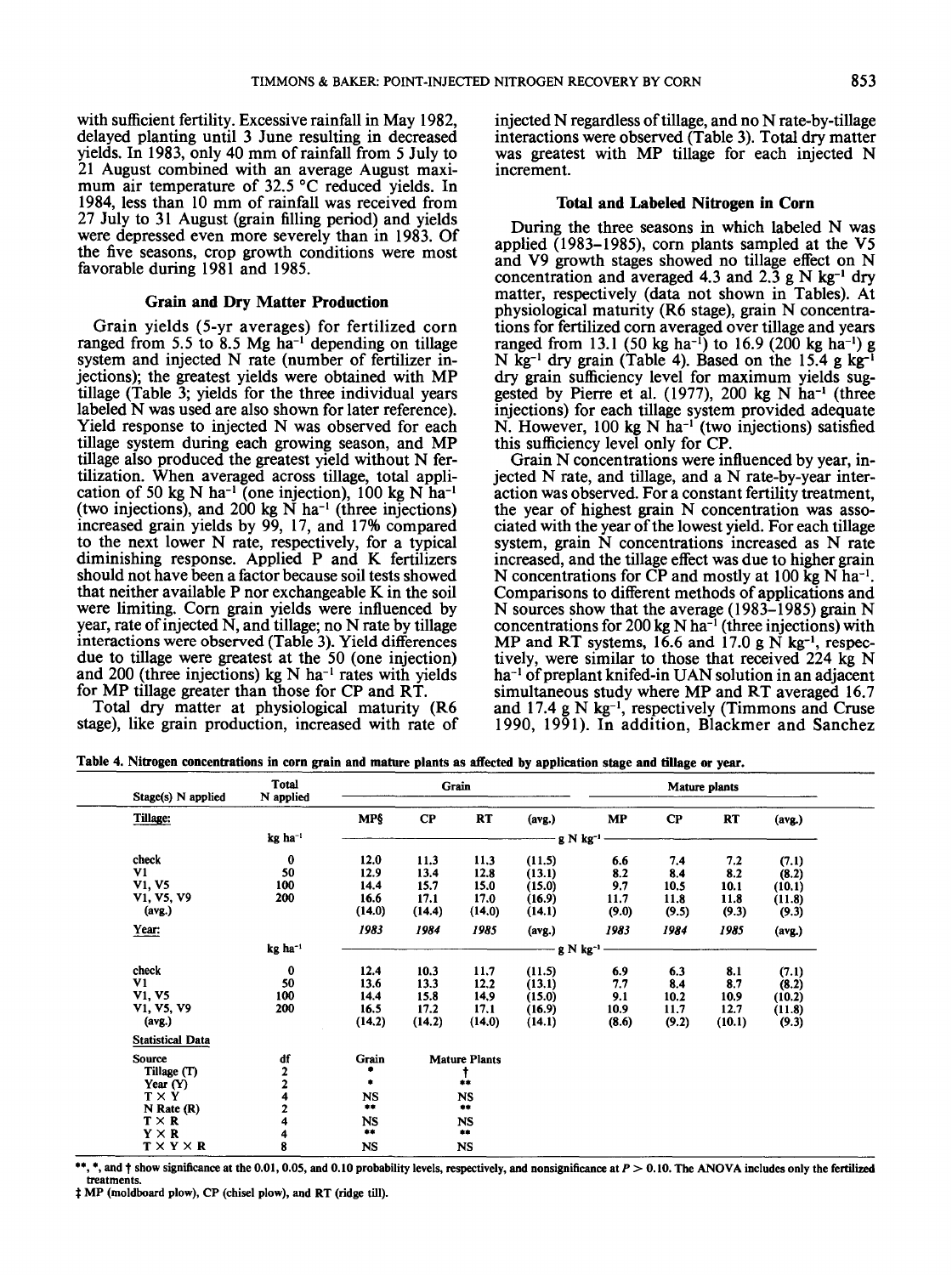with sufficient fertility. Excessive rainfall in May 1982, delayed planting until 3 June resulting in decreased yields. In 1983, only 40 mm of rainfall from 5 July to 21 August combined with an average August maximum air temperature of 32.5 °C reduced yields. In 1984, less than 10 mm of rainfall was received from 27 July to 31 August (grain filling period) and yields were depressed even more severely than in 1983. Of the five seasons, crop growth conditions were most favorable during 1981 and 1985.

### Grain and Dry Matter Production

Grain yields (5-yr averages) for fertilized corn ranged from 5.5 to 8.5 Mg ha$^{-1}$ depending on tillage system and injected N rate (number of fertilizer injections); the greatest yields were obtained with MP tillage (Table 3; yields for the three individual years labeled N was used are also shown for later reference). Yield response to injected N was observed for each tillage system during each growing season, and MP tillage also produced the greatest yield without N fertilization. When averaged across tillage, total application of 50 kg N ha$^{-1}$ (one injection), 100 kg N ha$^{-1}$ (two injections), and 200 kg N ha$^{-1}$ (three injections) increased grain yields by 99, 17, and 17% compared to the next lower N rate, respectively, for a typical diminishing response. Applied P and K fertilizers should not have been a factor because soil tests showed that neither available P nor exchangeable K in the soil were limiting. Corn grain yields were influenced by year, rate of injected N, and tillage; no N rate by tillage interactions were observed (Table 3). Yield differences due to tillage were greatest at the 50 (one injection) and 200 (three injections) kg N ha$^{-1}$ rates with yields for MP tillage greater than those for CP and RT.

Total dry matter at physiological maturity (R6 stage), like grain production, increased with rate of injected N regardless of tillage, and no N rate-by-tillage interactions were observed (Table 3). Total dry matter was greatest with MP tillage for each injected N increment.

### Total and Labeled Nitrogen in Corn

During the three seasons in which labeled N was applied (1983–1985), corn plants sampled at the V5 and V9 growth stages showed no tillage effect on N concentration and averaged 4.3 and 2.3 g N kg$^{-1}$ dry matter, respectively (data not shown in Tables). At physiological maturity (R6 stage), grain N concentrations for fertilized corn averaged over tillage and years ranged from 13.1 (50 kg ha$^{-1}$) to 16.9 (200 kg ha$^{-1}$) g N kg$^{-1}$ dry grain (Table 4). Based on the 15.4 g kg$^{-1}$ dry grain sufficiency level for maximum yields suggested by Pierre et al. (1977), 200 kg N ha$^{-1}$ (three injections) for each tillage system provided adequate N. However, 100 kg N ha$^{-1}$ (two injections) satisfied this sufficiency level only for CP.

Grain N concentrations were influenced by year, injected N rate, and tillage, and a N rate-by-year interaction was observed. For a constant fertility treatment, the year of highest grain N concentration was associated with the year of the lowest yield. For each tillage system, grain N concentrations increased as N rate increased, and the tillage effect was due to higher grain N concentrations for CP and mostly at 100 kg N ha$^{-1}$. Comparisons to different methods of applications and N sources show that the average (1983–1985) grain N concentrations for 200 kg N ha$^{-1}$ (three injections) with MP and RT systems, 16.6 and 17.0 g N kg$^{-1}$, respectively, were similar to those that received 224 kg N ha$^{-1}$ of preplant knifed-in UAN solution in an adjacent simultaneous study where MP and RT averaged 16.7 and 17.4 g N kg$^{-1}$, respectively (Timmons and Cruse 1990, 1991). In addition, Blackmer and Sanchez

Table 4. Nitrogen concentrations in corn grain and mature plants as affected by application stage and tillage or year.

| Stage(s) N applied | Total N applied | Grain | | | | Mature plants | | | |
|---|---|---|---|---|---|---|---|---|---|
| Tillage: | | MP‡ | CP | RT | (avg.) | MP | CP | RT | (avg.) |
| | kg ha$^{-1}$ | g N kg$^{-1}$ | | | | | | | |
| check | 0 | 12.0 | 11.3 | 11.3 | (11.5) | 6.6 | 7.4 | 7.2 | (7.1) |
| V1 | 50 | 12.9 | 13.4 | 12.8 | (13.1) | 8.2 | 8.4 | 8.2 | (8.2) |
| V1, V5 | 100 | 14.4 | 15.7 | 15.0 | (15.0) | 9.7 | 10.5 | 10.1 | (10.1) |
| V1, V5, V9 | 200 | 16.6 | 17.1 | 17.0 | (16.9) | 11.7 | 11.8 | 11.8 | (11.8) |
| (avg.) | | (14.0) | (14.4) | (14.0) | (14.1) | (9.0) | (9.5) | (9.3) | (9.3) |
| Year: | | *1983* | *1984* | *1985* | (avg.) | *1983* | *1984* | *1985* | (avg.) |
| | kg ha$^{-1}$ | g N kg$^{-1}$ | | | | | | | |
| check | 0 | 12.4 | 10.3 | 11.7 | (11.5) | 6.9 | 6.3 | 8.1 | (7.1) |
| V1 | 50 | 13.6 | 13.3 | 12.2 | (13.1) | 7.7 | 8.4 | 8.7 | (8.2) |
| V1, V5 | 100 | 14.4 | 15.8 | 14.9 | (15.0) | 9.1 | 10.2 | 10.9 | (10.2) |
| V1, V5, V9 | 200 | 16.5 | 17.2 | 17.1 | (16.9) | 10.9 | 11.7 | 12.7 | (11.8) |
| (avg.) | | (14.2) | (14.2) | (14.0) | (14.1) | (8.6) | (9.2) | (10.1) | (9.3) |

Statistical Data

| Source | df | Grain | Mature Plants |
|---|---|---|---|
| Tillage (T) | 2 | * | † |
| Year (Y) | 2 | * | ** |
| T × Y | 4 | NS | NS |
| N Rate (R) | 2 | ** | ** |
| T × R | 4 | NS | NS |
| Y × R | 4 | ** | ** |
| T × Y × R | 8 | NS | NS |

**, *, and † show significance at the 0.01, 0.05, and 0.10 probability levels, respectively, and nonsignificance at $P > 0.10$. The ANOVA includes only the fertilized treatments.

‡ MP (moldboard plow), CP (chisel plow), and RT (ridge till).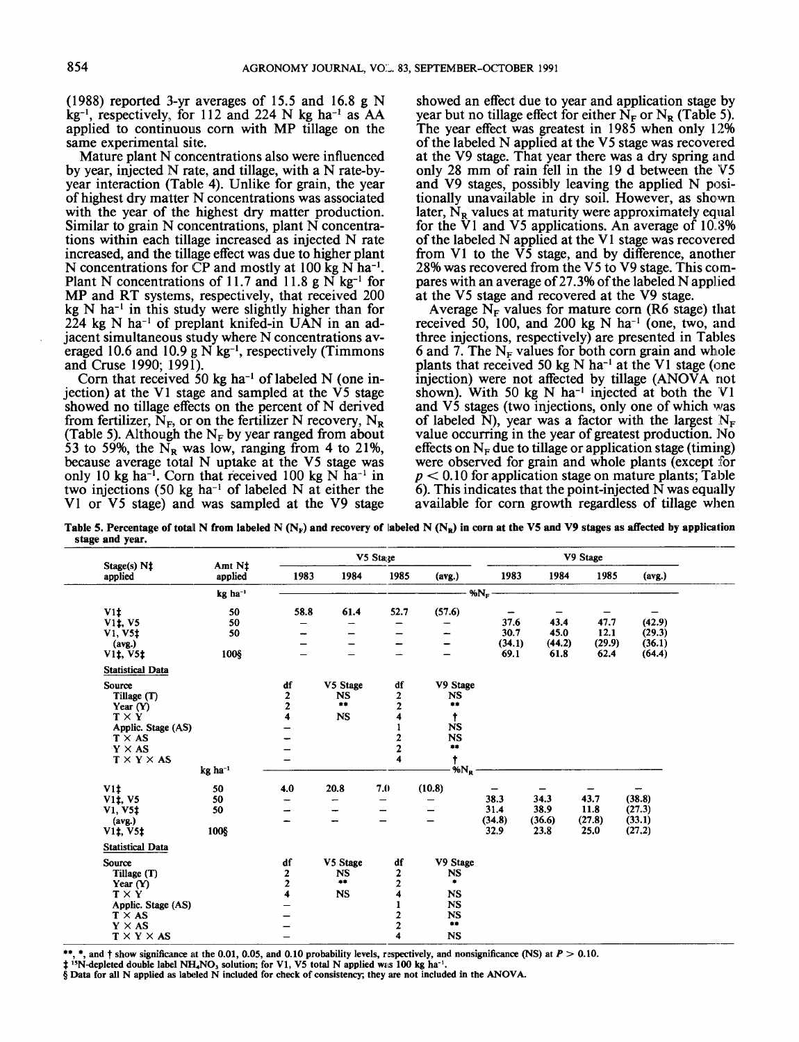(1988) reported 3-yr averages of 15.5 and 16.8 g N kg$^{-1}$, respectively, for 112 and 224 N kg ha$^{-1}$ as AA applied to continuous corn with MP tillage on the same experimental site.

Mature plant N concentrations also were influenced by year, injected N rate, and tillage, with a N rate-by-year interaction (Table 4). Unlike for grain, the year of highest dry matter N concentrations was associated with the year of the highest dry matter production. Similar to grain N concentrations, plant N concentrations within each tillage increased as injected N rate increased, and the tillage effect was due to higher plant N concentrations for CP and mostly at 100 kg N ha$^{-1}$. Plant N concentrations of 11.7 and 11.8 g N kg$^{-1}$ for MP and RT systems, respectively, that received 200 kg N ha$^{-1}$ in this study were slightly higher than for 224 kg N ha$^{-1}$ of preplant knifed-in UAN in an adjacent simultaneous study where N concentrations averaged 10.6 and 10.9 g N kg$^{-1}$, respectively (Timmons and Cruse 1990; 1991).

Corn that received 50 kg ha$^{-1}$ of labeled N (one injection) at the V1 stage and sampled at the V5 stage showed no tillage effects on the percent of N derived from fertilizer, $N_F$, or on the fertilizer N recovery, $N_R$ (Table 5). Although the $N_F$ by year ranged from about 53 to 59%, the $N_R$ was low, ranging from 4 to 21%, because average total N uptake at the V5 stage was only 10 kg ha$^{-1}$. Corn that received 100 kg N ha$^{-1}$ in two injections (50 kg ha$^{-1}$ of labeled N at either the V1 or V5 stage) and was sampled at the V9 stage showed an effect due to year and application stage by year but no tillage effect for either $N_F$ or $N_R$ (Table 5). The year effect was greatest in 1985 when only 12% of the labeled N applied at the V5 stage was recovered at the V9 stage. That year there was a dry spring and only 28 mm of rain fell in the 19 d between the V5 and V9 stages, possibly leaving the applied N positionally unavailable in dry soil. However, as shown later, $N_R$ values at maturity were approximately equal for the V1 and V5 applications. An average of 10.8% of the labeled N applied at the V1 stage was recovered from V1 to the V5 stage, and by difference, another 28% was recovered from the V5 to V9 stage. This compares with an average of 27.3% of the labeled N applied at the V5 stage and recovered at the V9 stage.

Average $N_F$ values for mature corn (R6 stage) that received 50, 100, and 200 kg N ha$^{-1}$ (one, two, and three injections, respectively) are presented in Tables 6 and 7. The $N_F$ values for both corn grain and whole plants that received 50 kg N ha$^{-1}$ at the V1 stage (one injection) were not affected by tillage (ANOVA not shown). With 50 kg N ha$^{-1}$ injected at both the V1 and V5 stages (two injections, only one of which was of labeled N), year was a factor with the largest $N_F$ value occurring in the year of greatest production. No effects on $N_F$ due to tillage or application stage (timing) were observed for grain and whole plants (except for $p < 0.10$ for application stage on mature plants; Table 6). This indicates that the point-injected N was equally available for corn growth regardless of tillage when

**Table 5. Percentage of total N from labeled N ($N_F$) and recovery of labeled N ($N_R$) in corn at the V5 and V9 stages as affected by application stage and year.**

| Stage(s) N‡ applied | Amt N‡ applied | V5 Stage 1983 | V5 Stage 1984 | V5 Stage 1985 | V5 Stage (avg.) | V9 Stage 1983 | V9 Stage 1984 | V9 Stage 1985 | V9 Stage (avg.) |
|---|---|---|---|---|---|---|---|---|---|
| | kg ha$^{-1}$ | %$N_F$ | | | | | | | |
| V1‡ | 50 | 58.8 | 61.4 | 52.7 | (57.6) | – | – | – | – |
| V1‡, V5 | 50 | – | – | – | – | 37.6 | 43.4 | 47.7 | (42.9) |
| V1, V5‡ | 50 | – | – | – | – | 30.7 | 45.0 | 12.1 | (29.3) |
| (avg.) | | – | – | – | – | (34.1) | (44.2) | (29.9) | (36.1) |
| V1‡, V5‡ | 100§ | – | – | – | – | 69.1 | 61.8 | 62.4 | (64.4) |
| *Statistical Data* | | | | | | | | | |
| Source | df | V5 Stage | df | V9 Stage | | | | | |
| Tillage (T) | 2 | NS | 2 | NS | | | | | |
| Year (Y) | 2 | ** | 2 | ** | | | | | |
| T × Y | 4 | NS | 4 | † | | | | | |
| Applic. Stage (AS) | – | | 1 | NS | | | | | |
| T × AS | – | | 2 | NS | | | | | |
| Y × AS | – | | 2 | ** | | | | | |
| T × Y × AS | – | | 4 | † | | | | | |
| | kg ha$^{-1}$ | %$N_R$ | | | | | | | |
| V1‡ | 50 | 4.0 | 20.8 | 7.0 | (10.8) | – | – | – | – |
| V1‡, V5 | 50 | – | – | – | – | 38.3 | 34.3 | 43.7 | (38.8) |
| V1, V5‡ | 50 | – | – | – | – | 31.4 | 38.9 | 11.8 | (27.3) |
| (avg.) | | – | – | – | – | (34.8) | (36.6) | (27.8) | (33.1) |
| V1‡, V5‡ | 100§ | | | | | 32.9 | 23.8 | 25.0 | (27.2) |
| *Statistical Data* | | | | | | | | | |
| Source | df | V5 Stage | df | V9 Stage | | | | | |
| Tillage (T) | 2 | NS | 2 | NS | | | | | |
| Year (Y) | 2 | ** | 2 | * | | | | | |
| T × Y | 4 | NS | 4 | NS | | | | | |
| Applic. Stage (AS) | – | | 1 | NS | | | | | |
| T × AS | – | | 2 | NS | | | | | |
| Y × AS | – | | 2 | ** | | | | | |
| T × Y × AS | – | | 4 | NS | | | | | |

**, *, and † show significance at the 0.01, 0.05, and 0.10 probability levels, respectively, and nonsignificance (NS) at $P > 0.10$.

‡ $^{15}$N-depleted double label $NH_4NO_3$ solution; for V1, V5 total N applied was 100 kg ha$^{-1}$.

§ Data for all N applied as labeled N included for check of consistency; they are not included in the ANOVA.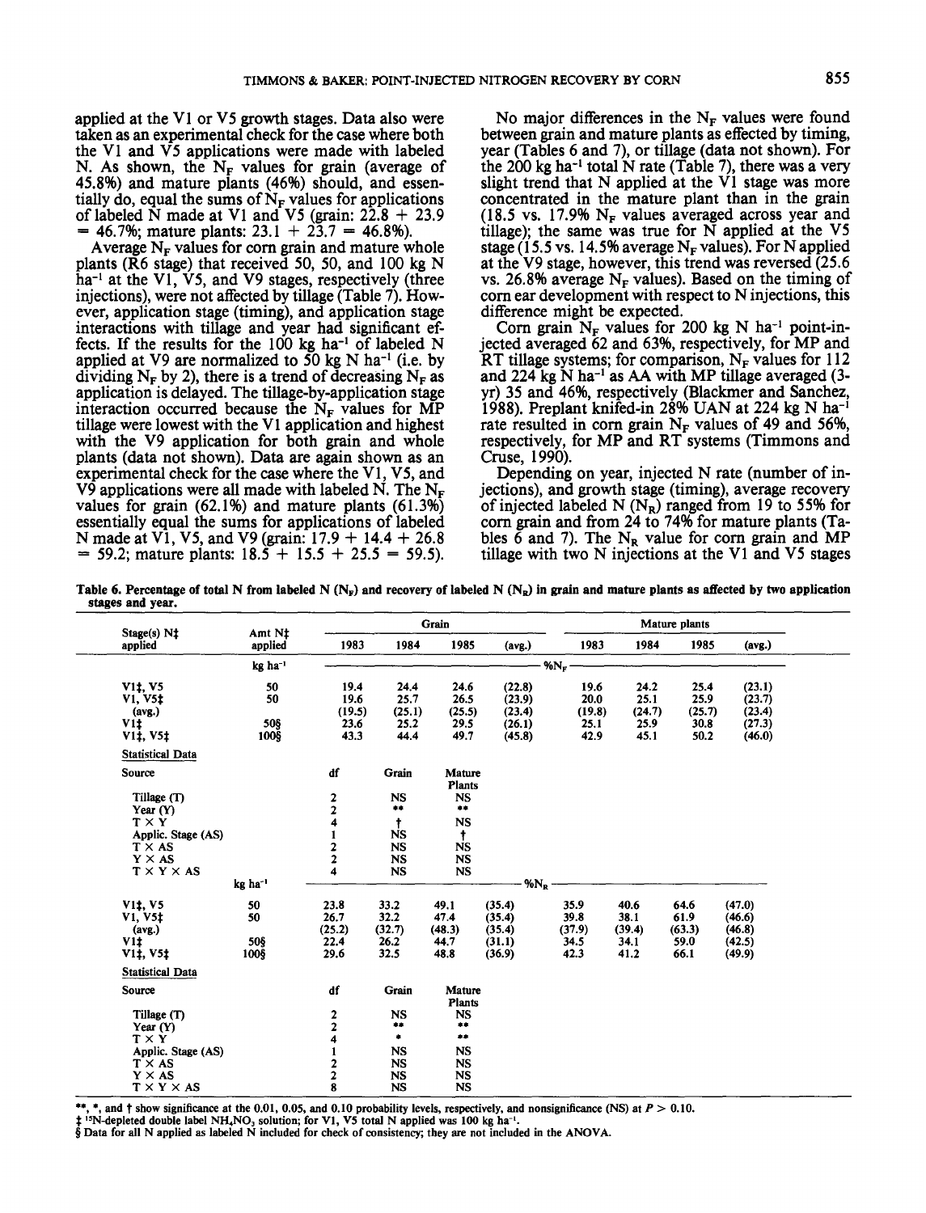applied at the V1 or V5 growth stages. Data also were taken as an experimental check for the case where both the V1 and V5 applications were made with labeled N. As shown, the $N_F$ values for grain (average of 45.8%) and mature plants (46%) should, and essentially do, equal the sums of $N_F$ values for applications of labeled N made at V1 and V5 (grain: 22.8 + 23.9 = 46.7%; mature plants: 23.1 + 23.7 = 46.8%).

Average $N_F$ values for corn grain and mature whole plants (R6 stage) that received 50, 50, and 100 kg N $ha^{-1}$ at the V1, V5, and V9 stages, respectively (three injections), were not affected by tillage (Table 7). However, application stage (timing), and application stage interactions with tillage and year had significant effects. If the results for the 100 kg $ha^{-1}$ of labeled N applied at V9 are normalized to 50 kg N $ha^{-1}$ (i.e. by dividing $N_F$ by 2), there is a trend of decreasing $N_F$ as application is delayed. The tillage-by-application stage interaction occurred because the $N_F$ values for MP tillage were lowest with the V1 application and highest with the V9 application for both grain and whole plants (data not shown). Data are again shown as an experimental check for the case where the V1, V5, and V9 applications were all made with labeled N. The $N_F$ values for grain (62.1%) and mature plants (61.3%) essentially equal the sums for applications of labeled N made at V1, V5, and V9 (grain: 17.9 + 14.4 + 26.8 = 59.2; mature plants: 18.5 + 15.5 + 25.5 = 59.5).

No major differences in the $N_F$ values were found between grain and mature plants as effected by timing, year (Tables 6 and 7), or tillage (data not shown). For the 200 kg $ha^{-1}$ total N rate (Table 7), there was a very slight trend that N applied at the V1 stage was more concentrated in the mature plant than in the grain (18.5 vs. 17.9% $N_F$ values averaged across year and tillage); the same was true for N applied at the V5 stage (15.5 vs. 14.5% average $N_F$ values). For N applied at the V9 stage, however, this trend was reversed (25.6 vs. 26.8% average $N_F$ values). Based on the timing of corn ear development with respect to N injections, this difference might be expected.

Corn grain $N_F$ values for 200 kg N $ha^{-1}$ point-injected averaged 62 and 63%, respectively, for MP and RT tillage systems; for comparison, $N_F$ values for 112 and 224 kg N $ha^{-1}$ as AA with MP tillage averaged (3-yr) 35 and 46%, respectively (Blackmer and Sanchez, 1988). Preplant knifed-in 28% UAN at 224 kg N $ha^{-1}$ rate resulted in corn grain $N_F$ values of 49 and 56%, respectively, for MP and RT systems (Timmons and Cruse, 1990).

Depending on year, injected N rate (number of injections), and growth stage (timing), average recovery of injected labeled N ($N_R$) ranged from 19 to 55% for corn grain and from 24 to 74% for mature plants (Tables 6 and 7). The $N_R$ value for corn grain and MP tillage with two N injections at the V1 and V5 stages

**Table 6. Percentage of total N from labeled N ($N_F$) and recovery of labeled N ($N_R$) in grain and mature plants as affected by two application stages and year.**

| Stage(s) N‡ applied | Amt N‡ applied | Grain 1983 | Grain 1984 | Grain 1985 | Grain (avg.) | Mature plants 1983 | Mature plants 1984 | Mature plants 1985 | Mature plants (avg.) |
|---|---|---|---|---|---|---|---|---|---|
| | kg $ha^{-1}$ | %$N_F$ | | | | | | | |
| V1‡, V5 | 50 | 19.4 | 24.4 | 24.6 | (22.8) | 19.6 | 24.2 | 25.4 | (23.1) |
| V1, V5‡ | 50 | 19.6 | 25.7 | 26.5 | (23.9) | 20.0 | 25.1 | 25.9 | (23.7) |
| (avg.) | | (19.5) | (25.1) | (25.5) | (23.4) | (19.8) | (24.7) | (25.7) | (23.4) |
| V1‡ | 50§ | 23.6 | 25.2 | 29.5 | (26.1) | 25.1 | 25.9 | 30.8 | (27.3) |
| V1‡, V5‡ | 100§ | 43.3 | 44.4 | 49.7 | (45.8) | 42.9 | 45.1 | 50.2 | (46.0) |
| **Statistical Data** | | | | | | | | | |
| Source | | df | Grain | Mature Plants | | | | | |
| Tillage (T) | | 2 | NS | NS | | | | | |
| Year (Y) | | 2 | ** | ** | | | | | |
| T × Y | | 4 | † | NS | | | | | |
| Applic. Stage (AS) | | 1 | NS | † | | | | | |
| T × AS | | 2 | NS | NS | | | | | |
| Y × AS | | 2 | NS | NS | | | | | |
| T × Y × AS | | 4 | NS | NS | | | | | |
| | kg $ha^{-1}$ | %$N_R$ | | | | | | | |
| V1‡, V5 | 50 | 23.8 | 33.2 | 49.1 | (35.4) | 35.9 | 40.6 | 64.6 | (47.0) |
| V1, V5‡ | 50 | 26.7 | 32.2 | 47.4 | (35.4) | 39.8 | 38.1 | 61.9 | (46.6) |
| (avg.) | | (25.2) | (32.7) | (48.3) | (35.4) | (37.9) | (39.4) | (63.3) | (46.8) |
| V1‡ | 50§ | 22.4 | 26.2 | 44.7 | (31.1) | 34.5 | 34.1 | 59.0 | (42.5) |
| V1‡, V5‡ | 100§ | 29.6 | 32.5 | 48.8 | (36.9) | 42.3 | 41.2 | 66.1 | (49.9) |
| **Statistical Data** | | | | | | | | | |
| Source | | df | Grain | Mature Plants | | | | | |
| Tillage (T) | | 2 | NS | NS | | | | | |
| Year (Y) | | 2 | ** | ** | | | | | |
| T × Y | | 4 | * | ** | | | | | |
| Applic. Stage (AS) | | 1 | NS | NS | | | | | |
| T × AS | | 2 | NS | NS | | | | | |
| Y × AS | | 2 | NS | NS | | | | | |
| T × Y × AS | | 8 | NS | NS | | | | | |

**, *, and † show significance at the 0.01, 0.05, and 0.10 probability levels, respectively, and nonsignificance (NS) at $P > 0.10$.
‡ $^{15}N$-depleted double label $NH_4NO_3$ solution; for V1, V5 total N applied was 100 kg $ha^{-1}$.
§ Data for all N applied as labeled N included for check of consistency; they are not included in the ANOVA.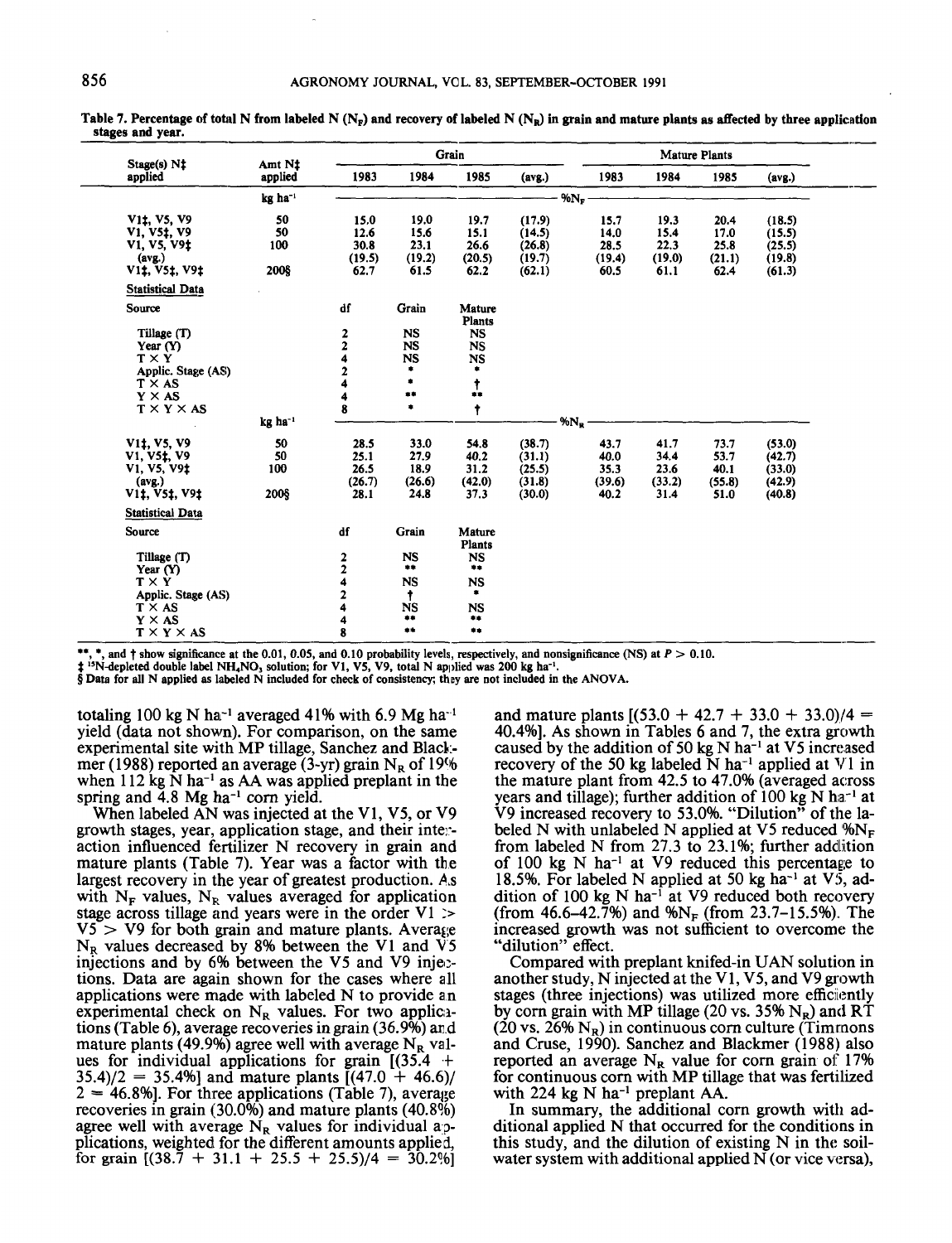Table 7. Percentage of total N from labeled N ($N_F$) and recovery of labeled N ($N_R$) in grain and mature plants as affected by three application stages and year.

| Stage(s) N‡ applied | Amt N‡ applied | Grain | | | | Mature Plants | | | |
|---|---|---|---|---|---|---|---|---|---|
| | | 1983 | 1984 | 1985 | (avg.) | 1983 | 1984 | 1985 | (avg.) |
| | kg ha$^{-1}$ | %$N_F$ | | | | | | | |
| V1‡, V5, V9 | 50 | 15.0 | 19.0 | 19.7 | (17.9) | 15.7 | 19.3 | 20.4 | (18.5) |
| V1, V5‡, V9 | 50 | 12.6 | 15.6 | 15.1 | (14.5) | 14.0 | 15.4 | 17.0 | (15.5) |
| V1, V5, V9‡ | 100 | 30.8 | 23.1 | 26.6 | (26.8) | 28.5 | 22.3 | 25.8 | (25.5) |
| (avg.) | | (19.5) | (19.2) | (20.5) | (19.7) | (19.4) | (19.0) | (21.1) | (19.8) |
| V1‡, V5‡, V9‡ | 200§ | 62.7 | 61.5 | 62.2 | (62.1) | 60.5 | 61.1 | 62.4 | (61.3) |

Statistical Data

| Source | df | Grain | Mature Plants |
|---|---|---|---|
| Tillage (T) | 2 | NS | NS |
| Year (Y) | 2 | NS | NS |
| T × Y | 4 | NS | NS |
| Applic. Stage (AS) | 2 | * | * |
| T × AS | 4 | * | † |
| Y × AS | 4 | ** | ** |
| T × Y × AS | 8 | * | † |

| Stage(s) N‡ applied | Amt N‡ applied | Grain | | | | Mature Plants | | | |
|---|---|---|---|---|---|---|---|---|---|
| | kg ha$^{-1}$ | %$N_R$ | | | | | | | |
| V1‡, V5, V9 | 50 | 28.5 | 33.0 | 54.8 | (38.7) | 43.7 | 41.7 | 73.7 | (53.0) |
| V1, V5‡, V9 | 50 | 25.1 | 27.9 | 40.2 | (31.1) | 40.0 | 34.4 | 53.7 | (42.7) |
| V1, V5, V9‡ | 100 | 26.5 | 18.9 | 31.2 | (25.5) | 35.3 | 23.6 | 40.1 | (33.0) |
| (avg.) | | (26.7) | (26.6) | (42.0) | (31.8) | (39.6) | (33.2) | (55.8) | (42.9) |
| V1‡, V5‡, V9‡ | 200§ | 28.1 | 24.8 | 37.3 | (30.0) | 40.2 | 31.4 | 51.0 | (40.8) |

Statistical Data

| Source | df | Grain | Mature Plants |
|---|---|---|---|
| Tillage (T) | 2 | NS | NS |
| Year (Y) | 2 | ** | ** |
| T × Y | 4 | NS | NS |
| Applic. Stage (AS) | 2 | † | * |
| T × AS | 4 | NS | NS |
| Y × AS | 4 | ** | ** |
| T × Y × AS | 8 | ** | ** |

**, *, and † show significance at the 0.01, 0.05, and 0.10 probability levels, respectively, and nonsignificance (NS) at $P > 0.10$.
‡ $^{15}$N-depleted double label $NH_4NO_3$ solution; for V1, V5, V9, total N applied was 200 kg ha$^{-1}$.
§ Data for all N applied as labeled N included for check of consistency; they are not included in the ANOVA.

totaling 100 kg N ha$^{-1}$ averaged 41% with 6.9 Mg ha$^{-1}$ yield (data not shown). For comparison, on the same experimental site with MP tillage, Sanchez and Blackmer (1988) reported an average (3-yr) grain $N_R$ of 19% when 112 kg N ha$^{-1}$ as AA was applied preplant in the spring and 4.8 Mg ha$^{-1}$ corn yield.

When labeled AN was injected at the V1, V5, or V9 growth stages, year, application stage, and their interaction influenced fertilizer N recovery in grain and mature plants (Table 7). Year was a factor with the largest recovery in the year of greatest production. As with $N_F$ values, $N_R$ values averaged for application stage across tillage and years were in the order V1 > V5 > V9 for both grain and mature plants. Average $N_R$ values decreased by 8% between the V1 and V5 injections and by 6% between the V5 and V9 injections. Data are again shown for the cases where all applications were made with labeled N to provide an experimental check on $N_R$ values. For two applications (Table 6), average recoveries in grain (36.9%) and mature plants (49.9%) agree well with average $N_R$ values for individual applications for grain [(35.4 + 35.4)/2 = 35.4%] and mature plants [(47.0 + 46.6)/2 = 46.8%]. For three applications (Table 7), average recoveries in grain (30.0%) and mature plants (40.8%) agree well with average $N_R$ values for individual applications, weighted for the different amounts applied, for grain [(38.7 + 31.1 + 25.5 + 25.5)/4 = 30.2%] and mature plants [(53.0 + 42.7 + 33.0 + 33.0)/4 = 40.4%]. As shown in Tables 6 and 7, the extra growth caused by the addition of 50 kg N ha$^{-1}$ at V5 increased recovery of the 50 kg labeled N ha$^{-1}$ applied at V1 in the mature plant from 42.5 to 47.0% (averaged across years and tillage); further addition of 100 kg N ha$^{-1}$ at V9 increased recovery to 53.0%. "Dilution" of the labeled N with unlabeled N applied at V5 reduced %$N_F$ from labeled N from 27.3 to 23.1%; further addition of 100 kg N ha$^{-1}$ at V9 reduced this percentage to 18.5%. For labeled N applied at 50 kg ha$^{-1}$ at V5, addition of 100 kg N ha$^{-1}$ at V9 reduced both recovery (from 46.6–42.7%) and %$N_F$ (from 23.7–15.5%). The increased growth was not sufficient to overcome the "dilution" effect.

Compared with preplant knifed-in UAN solution in another study, N injected at the V1, V5, and V9 growth stages (three injections) was utilized more efficiently by corn grain with MP tillage (20 vs. 35% $N_R$) and RT (20 vs. 26% $N_R$) in continuous corn culture (Timmons and Cruse, 1990). Sanchez and Blackmer (1988) also reported an average $N_R$ value for corn grain of 17% for continuous corn with MP tillage that was fertilized with 224 kg N ha$^{-1}$ preplant AA.

In summary, the additional corn growth with additional applied N that occurred for the conditions in this study, and the dilution of existing N in the soil-water system with additional applied N (or vice versa),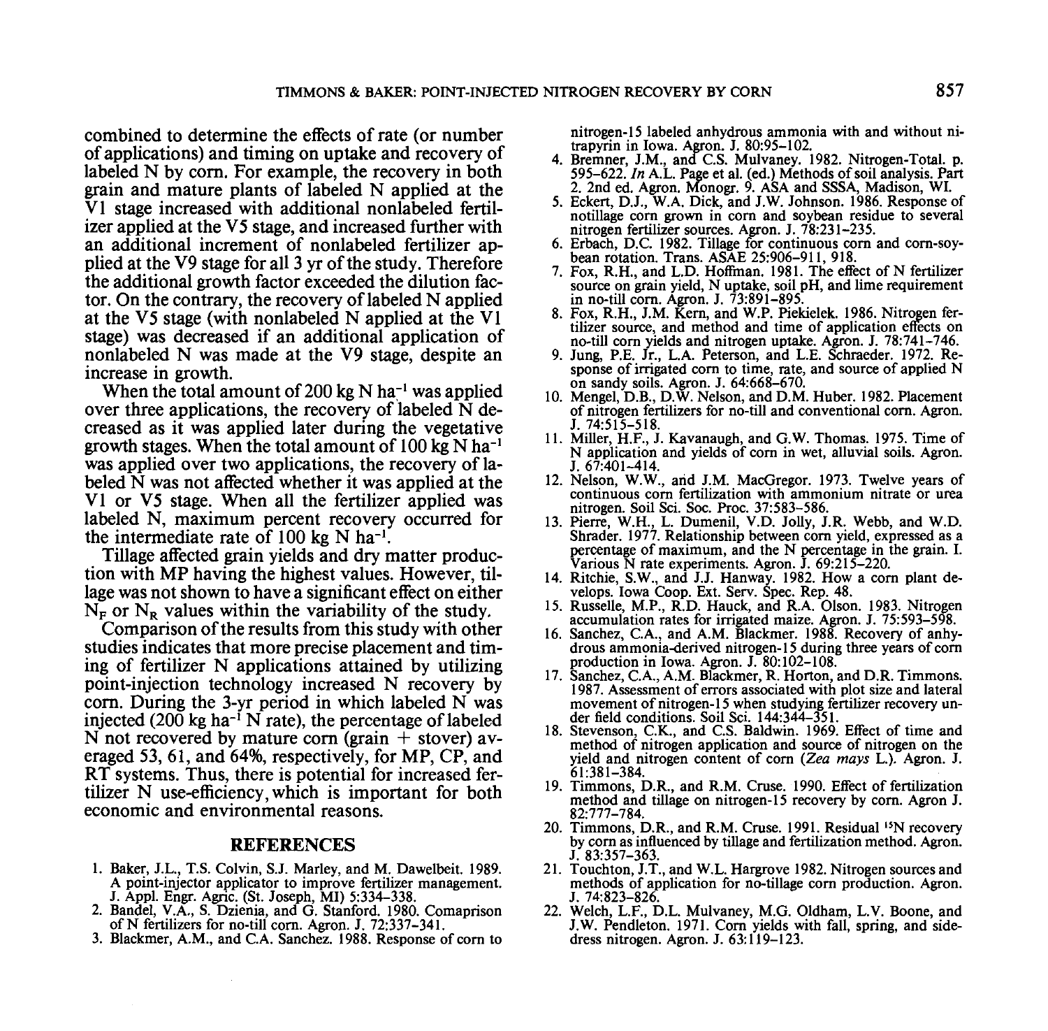combined to determine the effects of rate (or number of applications) and timing on uptake and recovery of labeled N by corn. For example, the recovery in both grain and mature plants of labeled N applied at the V1 stage increased with additional nonlabeled fertilizer applied at the V5 stage, and increased further with an additional increment of nonlabeled fertilizer applied at the V9 stage for all 3 yr of the study. Therefore the additional growth factor exceeded the dilution factor. On the contrary, the recovery of labeled N applied at the V5 stage (with nonlabeled N applied at the V1 stage) was decreased if an additional application of nonlabeled N was made at the V9 stage, despite an increase in growth.

When the total amount of 200 kg N $ha^{-1}$ was applied over three applications, the recovery of labeled N decreased as it was applied later during the vegetative growth stages. When the total amount of 100 kg N $ha^{-1}$ was applied over two applications, the recovery of labeled N was not affected whether it was applied at the V1 or V5 stage. When all the fertilizer applied was labeled N, maximum percent recovery occurred for the intermediate rate of 100 kg N $ha^{-1}$.

Tillage affected grain yields and dry matter production with MP having the highest values. However, tillage was not shown to have a significant effect on either $N_F$ or $N_R$ values within the variability of the study.

Comparison of the results from this study with other studies indicates that more precise placement and timing of fertilizer N applications attained by utilizing point-injection technology increased N recovery by corn. During the 3-yr period in which labeled N was injected (200 kg $ha^{-1}$ N rate), the percentage of labeled N not recovered by mature corn (grain + stover) averaged 53, 61, and 64%, respectively, for MP, CP, and RT systems. Thus, there is potential for increased fertilizer N use-efficiency, which is important for both economic and environmental reasons.

## REFERENCES

1. Baker, J.L., T.S. Colvin, S.J. Marley, and M. Dawelbeit. 1989. A point-injector applicator to improve fertilizer management. J. Appl. Engr. Agric. (St. Joseph, MI) 5:334–338.
2. Bandel, V.A., S. Dzienia, and G. Stanford. 1980. Comaprison of N fertilizers for no-till corn. Agron. J. 72:337–341.
3. Blackmer, A.M., and C.A. Sanchez. 1988. Response of corn to nitrogen-15 labeled anhydrous ammonia with and without nitrapyrin in Iowa. Agron. J. 80:95–102.
4. Bremner, J.M., and C.S. Mulvaney. 1982. Nitrogen-Total. p. 595–622. *In* A.L. Page et al. (ed.) Methods of soil analysis. Part 2. 2nd ed. Agron. Monogr. 9. ASA and SSSA, Madison, WI.
5. Eckert, D.J., W.A. Dick, and J.W. Johnson. 1986. Response of notillage corn grown in corn and soybean residue to several nitrogen fertilizer sources. Agron. J. 78:231–235.
6. Erbach, D.C. 1982. Tillage for continuous corn and corn-soybean rotation. Trans. ASAE 25:906–911, 918.
7. Fox, R.H., and L.D. Hoffman. 1981. The effect of N fertilizer source on grain yield, N uptake, soil pH, and lime requirement in no-till corn. Agron. J. 73:891–895.
8. Fox, R.H., J.M. Kern, and W.P. Piekielek. 1986. Nitrogen fertilizer source, and method and time of application effects on no-till corn yields and nitrogen uptake. Agron. J. 78:741–746.
9. Jung, P.E. Jr., L.A. Peterson, and L.E. Schraeder. 1972. Response of irrigated corn to time, rate, and source of applied N on sandy soils. Agron. J. 64:668–670.
10. Mengel, D.B., D.W. Nelson, and D.M. Huber. 1982. Placement of nitrogen fertilizers for no-till and conventional corn. Agron. J. 74:515–518.
11. Miller, H.F., J. Kavanaugh, and G.W. Thomas. 1975. Time of N application and yields of corn in wet, alluvial soils. Agron. J. 67:401–414.
12. Nelson, W.W., and J.M. MacGregor. 1973. Twelve years of continuous corn fertilization with ammonium nitrate or urea nitrogen. Soil Sci. Soc. Proc. 37:583–586.
13. Pierre, W.H., L. Dumenil, V.D. Jolly, J.R. Webb, and W.D. Shrader. 1977. Relationship between corn yield, expressed as a percentage of maximum, and the N percentage in the grain. I. Various N rate experiments. Agron. J. 69:215–220.
14. Ritchie, S.W., and J.J. Hanway. 1982. How a corn plant develops. Iowa Coop. Ext. Serv. Spec. Rep. 48.
15. Russelle, M.P., R.D. Hauck, and R.A. Olson. 1983. Nitrogen accumulation rates for irrigated maize. Agron. J. 75:593–598.
16. Sanchez, C.A., and A.M. Blackmer. 1988. Recovery of anhydrous ammonia-derived nitrogen-15 during three years of corn production in Iowa. Agron. J. 80:102–108.
17. Sanchez, C.A., A.M. Blackmer, R. Horton, and D.R. Timmons. 1987. Assessment of errors associated with plot size and lateral movement of nitrogen-15 when studying fertilizer recovery under field conditions. Soil Sci. 144:344–351.
18. Stevenson, C.K., and C.S. Baldwin. 1969. Effect of time and method of nitrogen application and source of nitrogen on the yield and nitrogen content of corn (*Zea mays* L.). Agron. J. 61:381–384.
19. Timmons, D.R., and R.M. Cruse. 1990. Effect of fertilization method and tillage on nitrogen-15 recovery by corn. Agron J. 82:777–784.
20. Timmons, D.R., and R.M. Cruse. 1991. Residual $^{15}N$ recovery by corn as influenced by tillage and fertilization method. Agron. J. 83:357–363.
21. Touchton, J.T., and W.L. Hargrove 1982. Nitrogen sources and methods of application for no-tillage corn production. Agron. J. 74:823–826.
22. Welch, L.F., D.L. Mulvaney, M.G. Oldham, L.V. Boone, and J.W. Pendleton. 1971. Corn yields with fall, spring, and sidedress nitrogen. Agron. J. 63:119–123.